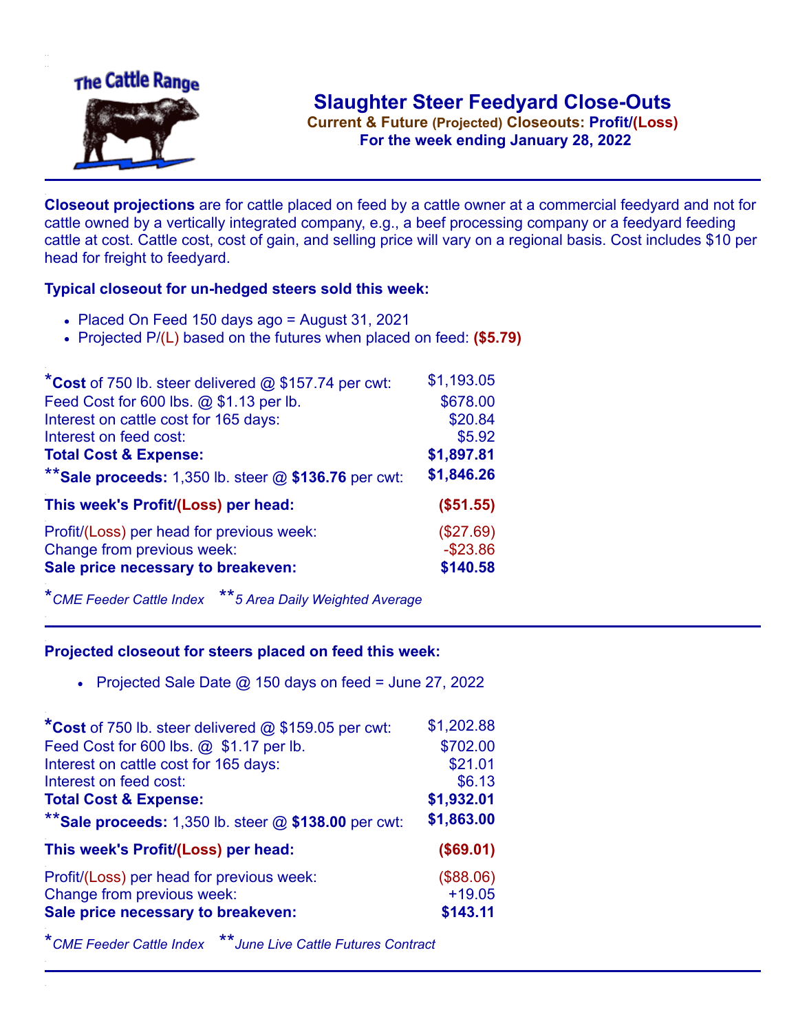The Cattle Range

# Slaughter Steer Feedyard Close-Outs

**Current & Future (Projected) Closeouts: Profit/(Loss)**
**For the week ending January 28, 2022**

---

**Closeout projections** are for cattle placed on feed by a cattle owner at a commercial feedyard and not for cattle owned by a vertically integrated company, e.g., a beef processing company or a feedyard feeding cattle at cost. Cattle cost, cost of gain, and selling price will vary on a regional basis. Cost includes $10 per head for freight to feedyard.

### Typical closeout for un-hedged steers sold this week:

- Placed On Feed 150 days ago = August 31, 2021
- Projected P/(L) based on the futures when placed on feed: **($5.79)**

| | |
|---|---|
| ***Cost** of 750 lb. steer delivered @ $157.74 per cwt: | $1,193.05 |
| Feed Cost for 600 lbs. @ $1.13 per lb. | $678.00 |
| Interest on cattle cost for 165 days: | $20.84 |
| Interest on feed cost: | $5.92 |
| **Total Cost & Expense:** | **$1,897.81** |
| ****Sale proceeds:** 1,350 lb. steer @ **$136.76** per cwt: | **$1,846.26** |
| **This week's Profit/(Loss) per head:** | **($51.55)** |
| Profit/(Loss) per head for previous week: | ($27.69) |
| Change from previous week: | -$23.86 |
| **Sale price necessary to breakeven:** | **$140.58** |

*\*CME Feeder Cattle Index* *\*\*5 Area Daily Weighted Average*

---

### Projected closeout for steers placed on feed this week:

- Projected Sale Date @ 150 days on feed = June 27, 2022

| | |
|---|---|
| ***Cost** of 750 lb. steer delivered @ $159.05 per cwt: | $1,202.88 |
| Feed Cost for 600 lbs. @ $1.17 per lb. | $702.00 |
| Interest on cattle cost for 165 days: | $21.01 |
| Interest on feed cost: | $6.13 |
| **Total Cost & Expense:** | **$1,932.01** |
| ****Sale proceeds:** 1,350 lb. steer @ **$138.00** per cwt: | **$1,863.00** |
| **This week's Profit/(Loss) per head:** | **($69.01)** |
| Profit/(Loss) per head for previous week: | ($88.06) |
| Change from previous week: | +19.05 |
| **Sale price necessary to breakeven:** | **$143.11** |

*\*CME Feeder Cattle Index* *\*\*June Live Cattle Futures Contract*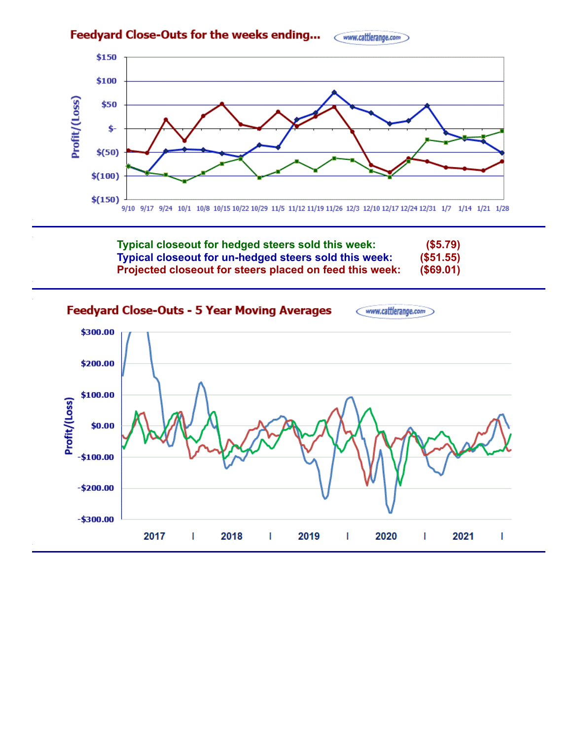## Feedyard Close-Outs for the weeks ending...

www.cattlerange.com

$150
$100
$50
$-
$(50)
$(100)
$(150)

Profit/(Loss)

9/10 9/17 9/24 10/1 10/8 10/15 10/22 10/29 11/5 11/12 11/19 11/26 12/3 12/10 12/17 12/24 12/31 1/7 1/14 1/21 1/28

---

| | |
|---|---|
| Typical closeout for hedged steers sold this week: | ($5.79) |
| Typical closeout for un-hedged steers sold this week: | ($51.55) |
| Projected closeout for steers placed on feed this week: | ($69.01) |

---

## Feedyard Close-Outs - 5 Year Moving Averages

www.cattlerange.com

$300.00
$200.00
$100.00
$0.00
-$100.00
-$200.00
-$300.00

Profit/(Loss)

2017 | 2018 | 2019 | 2020 | 2021 |